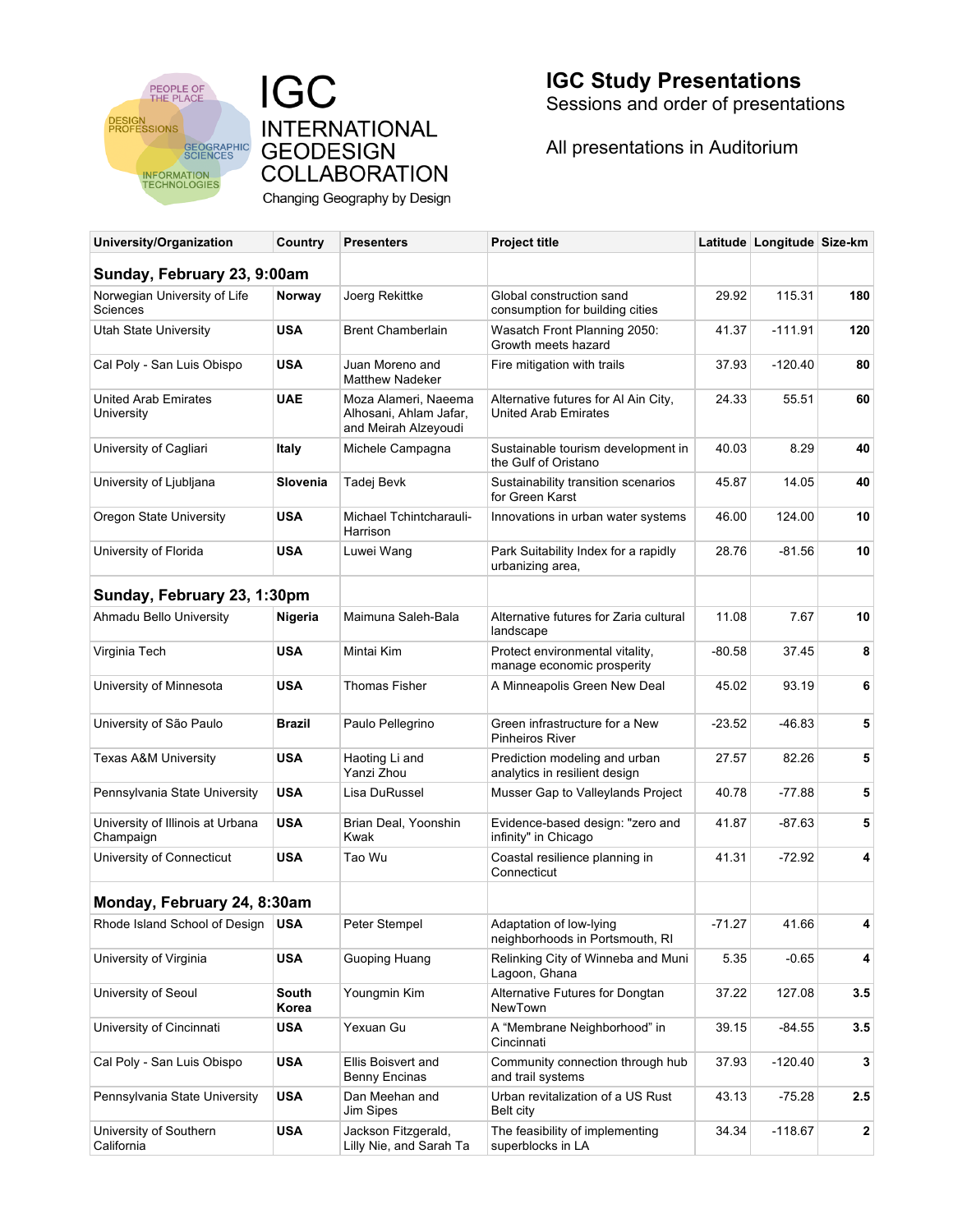IGC
INTERNATIONAL GEODESIGN COLLABORATION
Changing Geography by Design

# IGC Study Presentations

Sessions and order of presentations

All presentations in Auditorium

| University/Organization | Country | Presenters | Project title | Latitude | Longitude | Size-km |
|---|---|---|---|---|---|---|
| **Sunday, February 23, 9:00am** | | | | | | |
| Norwegian University of Life Sciences | **Norway** | Joerg Rekittke | Global construction sand consumption for building cities | 29.92 | 115.31 | **180** |
| Utah State University | **USA** | Brent Chamberlain | Wasatch Front Planning 2050: Growth meets hazard | 41.37 | -111.91 | **120** |
| Cal Poly - San Luis Obispo | **USA** | Juan Moreno and Matthew Nadeker | Fire mitigation with trails | 37.93 | -120.40 | **80** |
| United Arab Emirates University | **UAE** | Moza Alameri, Naeema Alhosani, Ahlam Jafar, and Meirah Alzeyoudi | Alternative futures for Al Ain City, United Arab Emirates | 24.33 | 55.51 | **60** |
| University of Cagliari | **Italy** | Michele Campagna | Sustainable tourism development in the Gulf of Oristano | 40.03 | 8.29 | **40** |
| University of Ljubljana | **Slovenia** | Tadej Bevk | Sustainability transition scenarios for Green Karst | 45.87 | 14.05 | **40** |
| Oregon State University | **USA** | Michael Tchintcharauli-Harrison | Innovations in urban water systems | 46.00 | 124.00 | **10** |
| University of Florida | **USA** | Luwei Wang | Park Suitability Index for a rapidly urbanizing area, | 28.76 | -81.56 | **10** |
| **Sunday, February 23, 1:30pm** | | | | | | |
| Ahmadu Bello University | **Nigeria** | Maimuna Saleh-Bala | Alternative futures for Zaria cultural landscape | 11.08 | 7.67 | **10** |
| Virginia Tech | **USA** | Mintai Kim | Protect environmental vitality, manage economic prosperity | -80.58 | 37.45 | **8** |
| University of Minnesota | **USA** | Thomas Fisher | A Minneapolis Green New Deal | 45.02 | 93.19 | **6** |
| University of São Paulo | **Brazil** | Paulo Pellegrino | Green infrastructure for a New Pinheiros River | -23.52 | -46.83 | **5** |
| Texas A&M University | **USA** | Haoting Li and Yanzi Zhou | Prediction modeling and urban analytics in resilient design | 27.57 | 82.26 | **5** |
| Pennsylvania State University | **USA** | Lisa DuRussel | Musser Gap to Valleylands Project | 40.78 | -77.88 | **5** |
| University of Illinois at Urbana Champaign | **USA** | Brian Deal, Yoonshin Kwak | Evidence-based design: "zero and infinity" in Chicago | 41.87 | -87.63 | **5** |
| University of Connecticut | **USA** | Tao Wu | Coastal resilience planning in Connecticut | 41.31 | -72.92 | **4** |
| **Monday, February 24, 8:30am** | | | | | | |
| Rhode Island School of Design | **USA** | Peter Stempel | Adaptation of low-lying neighborhoods in Portsmouth, RI | -71.27 | 41.66 | **4** |
| University of Virginia | **USA** | Guoping Huang | Relinking City of Winneba and Muni Lagoon, Ghana | 5.35 | -0.65 | **4** |
| University of Seoul | **South Korea** | Youngmin Kim | Alternative Futures for Dongtan NewTown | 37.22 | 127.08 | **3.5** |
| University of Cincinnati | **USA** | Yexuan Gu | A "Membrane Neighborhood" in Cincinnati | 39.15 | -84.55 | **3.5** |
| Cal Poly - San Luis Obispo | **USA** | Ellis Boisvert and Benny Encinas | Community connection through hub and trail systems | 37.93 | -120.40 | **3** |
| Pennsylvania State University | **USA** | Dan Meehan and Jim Sipes | Urban revitalization of a US Rust Belt city | 43.13 | -75.28 | **2.5** |
| University of Southern California | **USA** | Jackson Fitzgerald, Lilly Nie, and Sarah Ta | The feasibility of implementing superblocks in LA | 34.34 | -118.67 | **2** |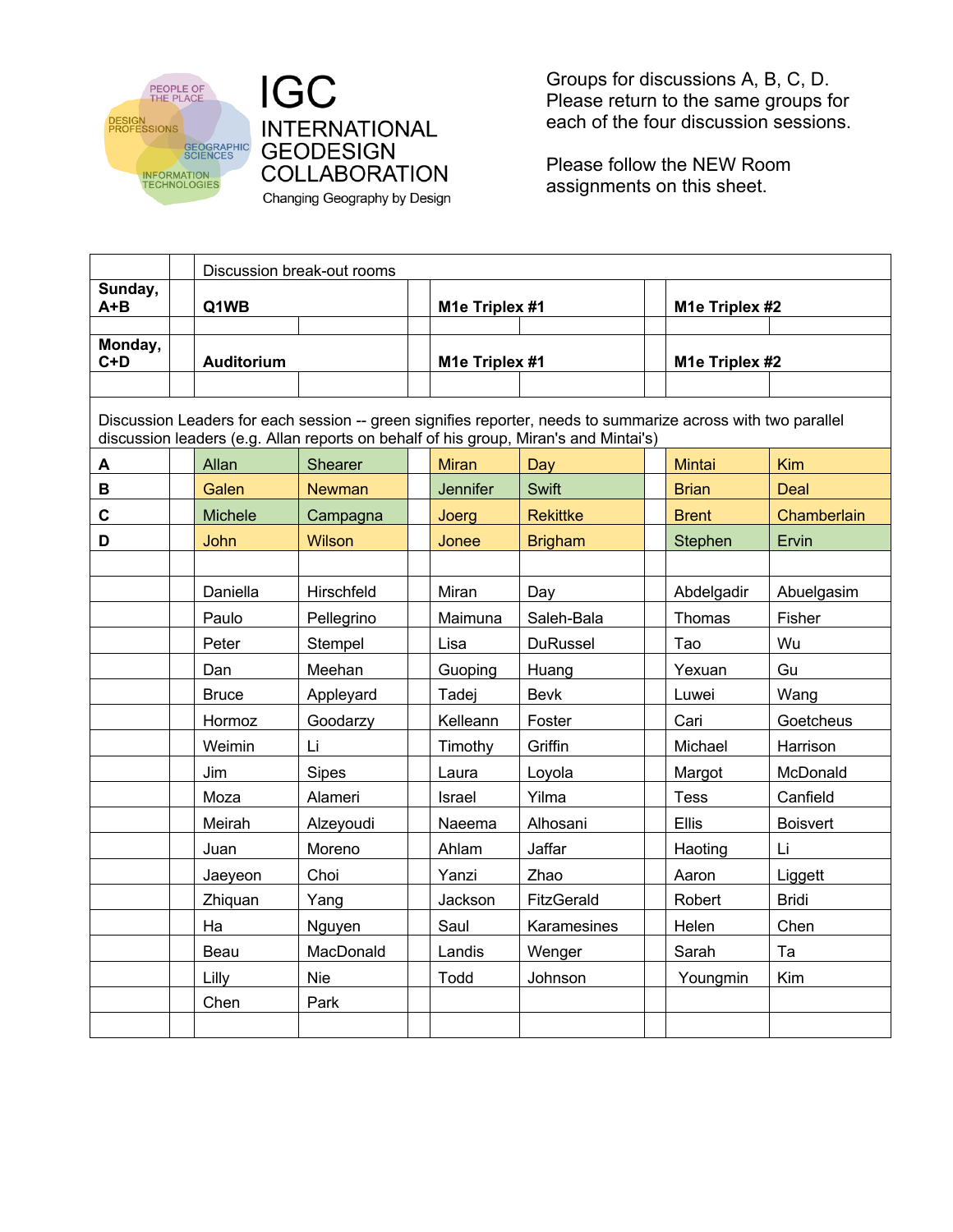IGC

INTERNATIONAL GEODESIGN COLLABORATION

Changing Geography by Design

Groups for discussions A, B, C, D.
Please return to the same groups for each of the four discussion sessions.

Please follow the NEW Room assignments on this sheet.

| | | | | | | | | | |
|---|---|---|---|---|---|---|---|---|---|
| | | Discussion break-out rooms | | | | | | | |
| **Sunday, A+B** | | **Q1WB** | | | **M1e Triplex #1** | | | **M1e Triplex #2** | |
| | | | | | | | | | |
| **Monday, C+D** | | **Auditorium** | | | **M1e Triplex #1** | | | **M1e Triplex #2** | |
| | | | | | | | | | |
| Discussion Leaders for each session -- green signifies reporter, needs to summarize across with two parallel discussion leaders (e.g. Allan reports on behalf of his group, Miran's and Mintai's) | | | | | | | | | |
| A | | Allan | Shearer | | Miran | Day | | Mintai | Kim |
| B | | Galen | Newman | | Jennifer | Swift | | Brian | Deal |
| C | | Michele | Campagna | | Joerg | Rekittke | | Brent | Chamberlain |
| D | | John | Wilson | | Jonee | Brigham | | Stephen | Ervin |
| | | | | | | | | | |
| | | Daniella | Hirschfeld | | Miran | Day | | Abdelgadir | Abuelgasim |
| | | Paulo | Pellegrino | | Maimuna | Saleh-Bala | | Thomas | Fisher |
| | | Peter | Stempel | | Lisa | DuRussel | | Tao | Wu |
| | | Dan | Meehan | | Guoping | Huang | | Yexuan | Gu |
| | | Bruce | Appleyard | | Tadej | Bevk | | Luwei | Wang |
| | | Hormoz | Goodarzy | | Kelleann | Foster | | Cari | Goetcheus |
| | | Weimin | Li | | Timothy | Griffin | | Michael | Harrison |
| | | Jim | Sipes | | Laura | Loyola | | Margot | McDonald |
| | | Moza | Alameri | | Israel | Yilma | | Tess | Canfield |
| | | Meirah | Alzeyoudi | | Naeema | Alhosani | | Ellis | Boisvert |
| | | Juan | Moreno | | Ahlam | Jaffar | | Haoting | Li |
| | | Jaeyeon | Choi | | Yanzi | Zhao | | Aaron | Liggett |
| | | Zhiquan | Yang | | Jackson | FitzGerald | | Robert | Bridi |
| | | Ha | Nguyen | | Saul | Karamesines | | Helen | Chen |
| | | Beau | MacDonald | | Landis | Wenger | | Sarah | Ta |
| | | Lilly | Nie | | Todd | Johnson | | Youngmin | Kim |
| | | Chen | Park | | | | | | |
| | | | | | | | | | |